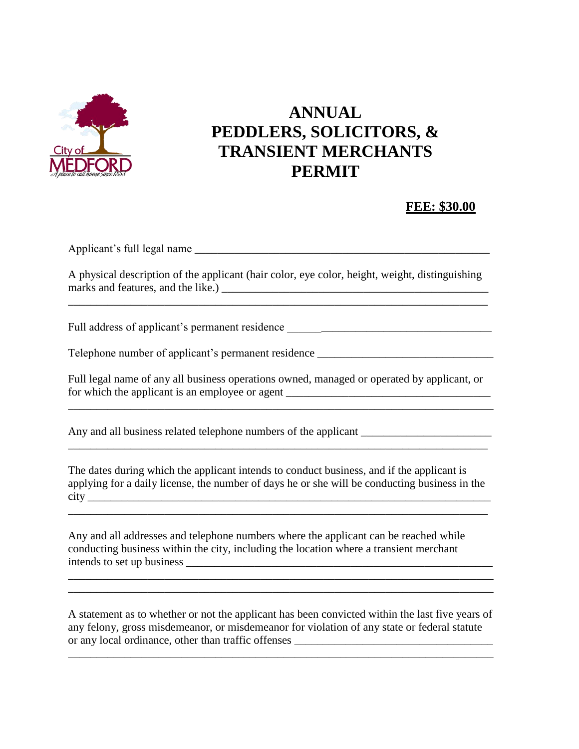# ANNUAL PEDDLERS, SOLICITORS, & TRANSIENT MERCHANTS PERMIT

**FEE: $30.00**

Applicant's full legal name ______________________________________________________

A physical description of the applicant (hair color, eye color, height, weight, distinguishing marks and features, and the like.) ______________________________________________
__________________________________________________________________________

Full address of applicant's permanent residence ____________________________________

Telephone number of applicant's permanent residence _____________________________

Full legal name of any all business operations owned, managed or operated by applicant, or for which the applicant is an employee or agent ____________________________________
__________________________________________________________________________

Any and all business related telephone numbers of the applicant _____________________
__________________________________________________________________________

The dates during which the applicant intends to conduct business, and if the applicant is applying for a daily license, the number of days he or she will be conducting business in the city ______________________________________________________________________
__________________________________________________________________________

Any and all addresses and telephone numbers where the applicant can be reached while conducting business within the city, including the location where a transient merchant intends to set up business ______________________________________________________
__________________________________________________________________________
__________________________________________________________________________

A statement as to whether or not the applicant has been convicted within the last five years of any felony, gross misdemeanor, or misdemeanor for violation of any state or federal statute or any local ordinance, other than traffic offenses ____________________________________
__________________________________________________________________________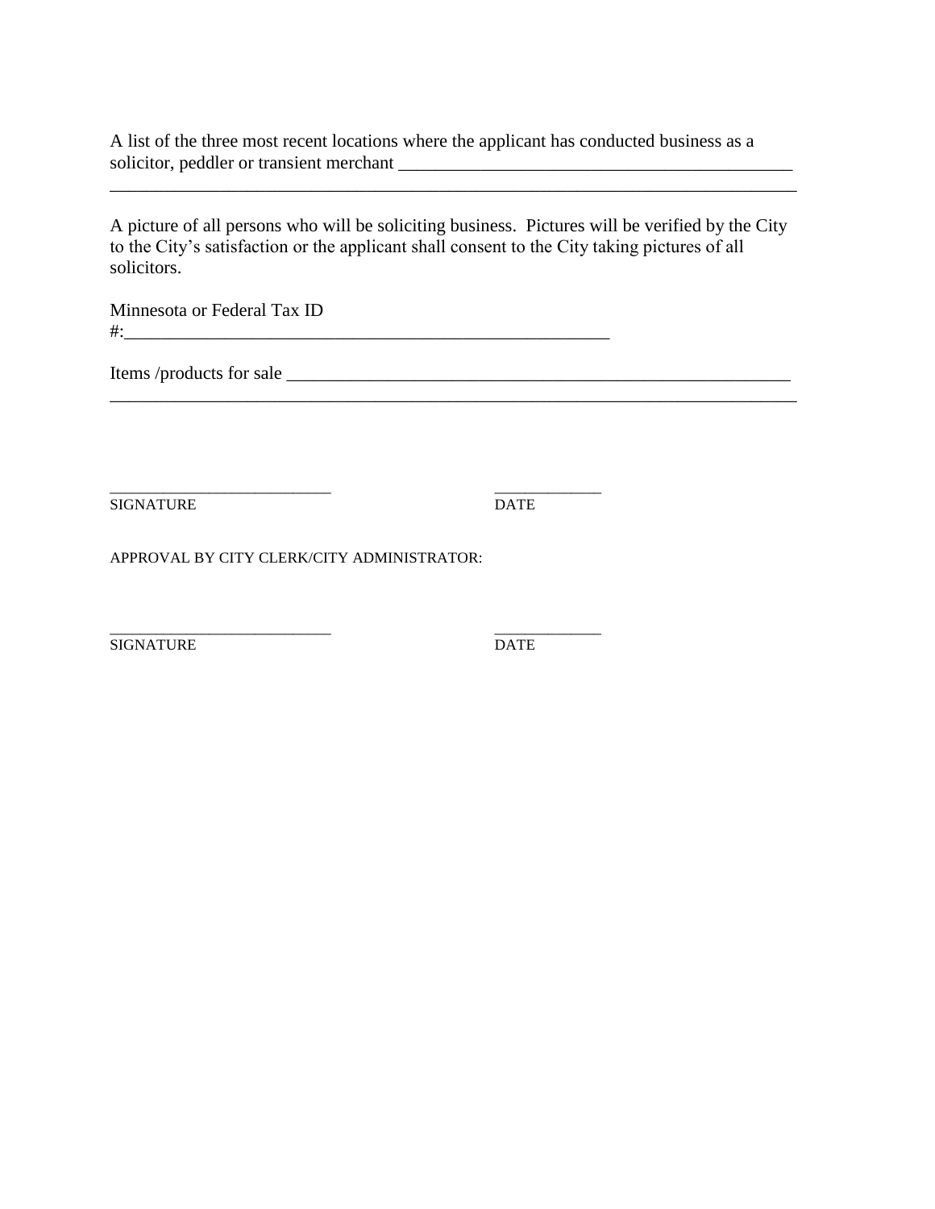A list of the three most recent locations where the applicant has conducted business as a solicitor, peddler or transient merchant ____________________________________________
______________________________________________________________________________

A picture of all persons who will be soliciting business. Pictures will be verified by the City to the City's satisfaction or the applicant shall consent to the City taking pictures of all solicitors.

Minnesota or Federal Tax ID #:_______________________________________________________

Items /products for sale ________________________________________________________
______________________________________________________________________________

___________________________ _____________
SIGNATURE DATE

APPROVAL BY CITY CLERK/CITY ADMINISTRATOR:

___________________________ _____________
SIGNATURE DATE